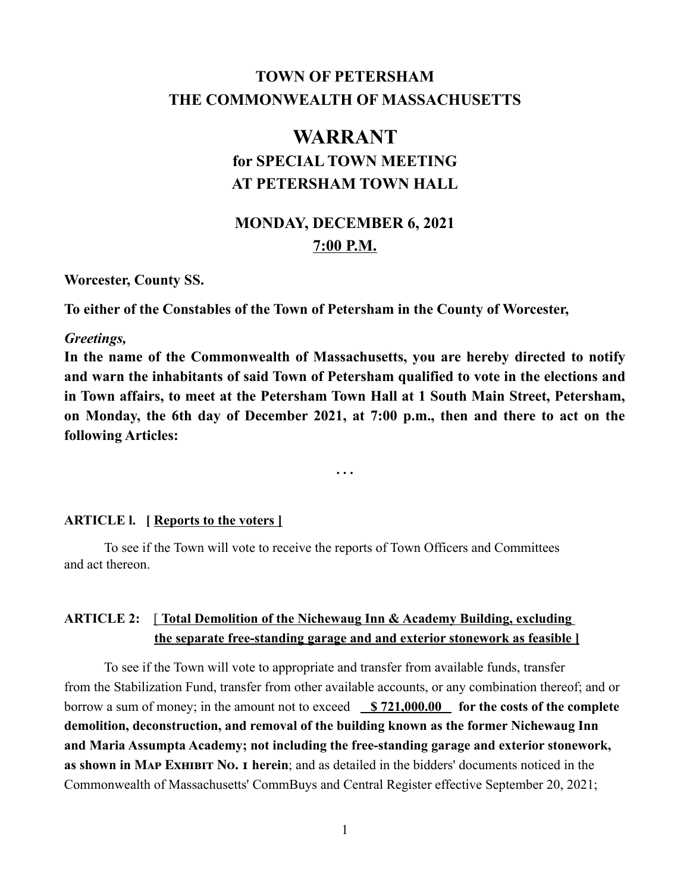# TOWN OF PETERSHAM
# THE COMMONWEALTH OF MASSACHUSETTS

# WARRANT
## for SPECIAL TOWN MEETING
## AT PETERSHAM TOWN HALL

## MONDAY, DECEMBER 6, 2021
## 7:00 P.M.

**Worcester, County SS.**

**To either of the Constables of the Town of Petersham in the County of Worcester,**

***Greetings,***

**In the name of the Commonwealth of Massachusetts, you are hereby directed to notify and warn the inhabitants of said Town of Petersham qualified to vote in the elections and in Town affairs, to meet at the Petersham Town Hall at 1 South Main Street, Petersham, on Monday, the 6th day of December 2021, at 7:00 p.m., then and there to act on the following Articles:**

. . .

**ARTICLE l. [ Reports to the voters ]**

To see if the Town will vote to receive the reports of Town Officers and Committees and act thereon.

**ARTICLE 2: [ Total Demolition of the Nichewaug Inn & Academy Building, excluding the separate free-standing garage and and exterior stonework as feasible ]**

To see if the Town will vote to appropriate and transfer from available funds, transfer from the Stabilization Fund, transfer from other available accounts, or any combination thereof; and or borrow a sum of money; in the amount not to exceed **$ 721,000.00** **for the costs of the complete demolition, deconstruction, and removal of the building known as the former Nichewaug Inn and Maria Assumpta Academy; not including the free-standing garage and exterior stonework, as shown in Map Exhibit No. 1 herein**; and as detailed in the bidders' documents noticed in the Commonwealth of Massachusetts' CommBuys and Central Register effective September 20, 2021;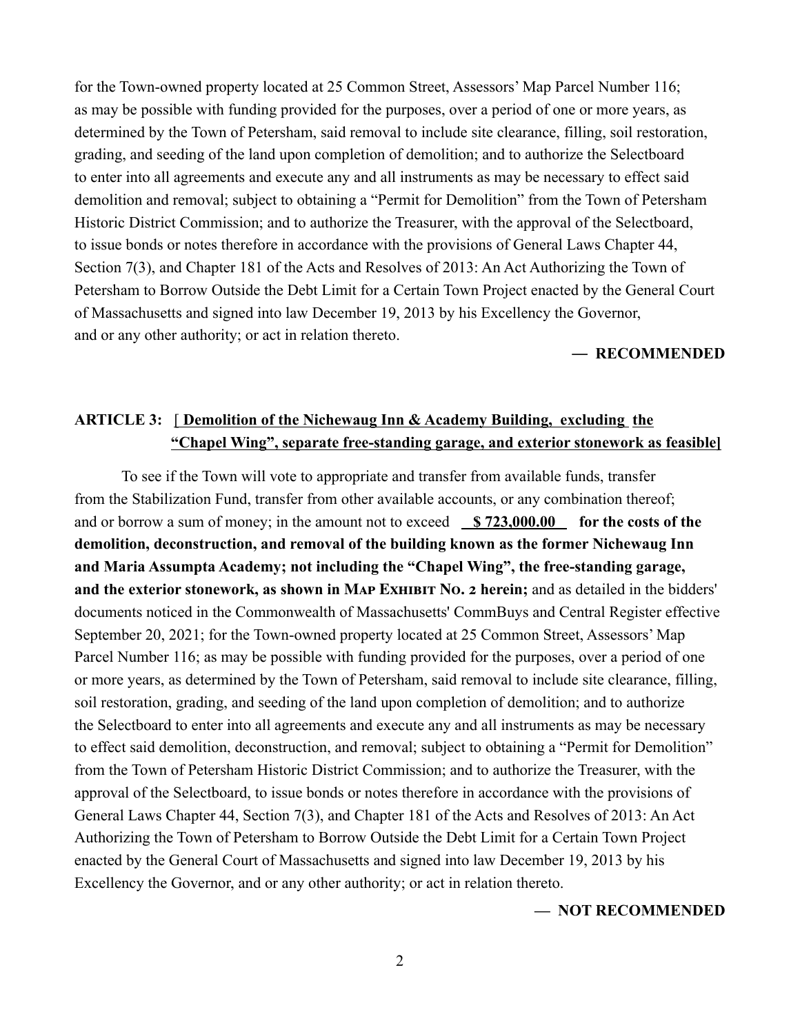for the Town-owned property located at 25 Common Street, Assessors' Map Parcel Number 116; as may be possible with funding provided for the purposes, over a period of one or more years, as determined by the Town of Petersham, said removal to include site clearance, filling, soil restoration, grading, and seeding of the land upon completion of demolition; and to authorize the Selectboard to enter into all agreements and execute any and all instruments as may be necessary to effect said demolition and removal; subject to obtaining a "Permit for Demolition" from the Town of Petersham Historic District Commission; and to authorize the Treasurer, with the approval of the Selectboard, to issue bonds or notes therefore in accordance with the provisions of General Laws Chapter 44, Section 7(3), and Chapter 181 of the Acts and Resolves of 2013: An Act Authorizing the Town of Petersham to Borrow Outside the Debt Limit for a Certain Town Project enacted by the General Court of Massachusetts and signed into law December 19, 2013 by his Excellency the Governor, and or any other authority; or act in relation thereto.

**— RECOMMENDED**

## ARTICLE 3: [ Demolition of the Nichewaug Inn & Academy Building, excluding the "Chapel Wing", separate free-standing garage, and exterior stonework as feasible]

To see if the Town will vote to appropriate and transfer from available funds, transfer from the Stabilization Fund, transfer from other available accounts, or any combination thereof; and or borrow a sum of money; in the amount not to exceed **$ 723,000.00** **for the costs of the demolition, deconstruction, and removal of the building known as the former Nichewaug Inn and Maria Assumpta Academy; not including the "Chapel Wing", the free-standing garage, and the exterior stonework, as shown in MAP EXHIBIT NO. 2 herein;** and as detailed in the bidders' documents noticed in the Commonwealth of Massachusetts' CommBuys and Central Register effective September 20, 2021; for the Town-owned property located at 25 Common Street, Assessors' Map Parcel Number 116; as may be possible with funding provided for the purposes, over a period of one or more years, as determined by the Town of Petersham, said removal to include site clearance, filling, soil restoration, grading, and seeding of the land upon completion of demolition; and to authorize the Selectboard to enter into all agreements and execute any and all instruments as may be necessary to effect said demolition, deconstruction, and removal; subject to obtaining a "Permit for Demolition" from the Town of Petersham Historic District Commission; and to authorize the Treasurer, with the approval of the Selectboard, to issue bonds or notes therefore in accordance with the provisions of General Laws Chapter 44, Section 7(3), and Chapter 181 of the Acts and Resolves of 2013: An Act Authorizing the Town of Petersham to Borrow Outside the Debt Limit for a Certain Town Project enacted by the General Court of Massachusetts and signed into law December 19, 2013 by his Excellency the Governor, and or any other authority; or act in relation thereto.

**— NOT RECOMMENDED**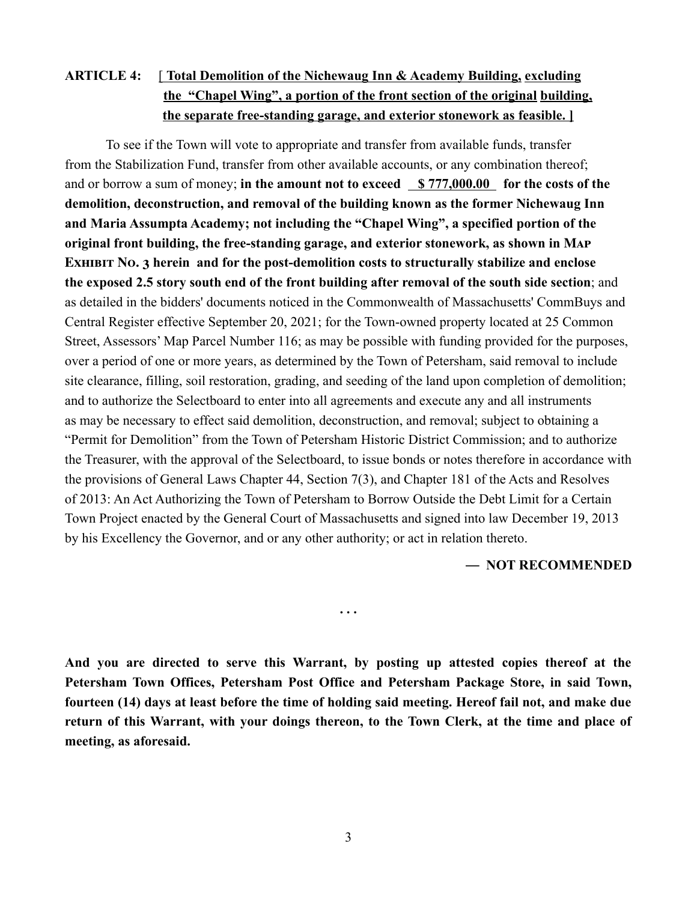**ARTICLE 4: [ Total Demolition of the Nichewaug Inn & Academy Building, excluding the "Chapel Wing", a portion of the front section of the original building, the separate free-standing garage, and exterior stonework as feasible. ]**

To see if the Town will vote to appropriate and transfer from available funds, transfer from the Stabilization Fund, transfer from other available accounts, or any combination thereof; and or borrow a sum of money; **in the amount not to exceed $ 777,000.00 for the costs of the demolition, deconstruction, and removal of the building known as the former Nichewaug Inn and Maria Assumpta Academy; not including the "Chapel Wing", a specified portion of the original front building, the free-standing garage, and exterior stonework, as shown in MAP EXHIBIT NO. 3 herein and for the post-demolition costs to structurally stabilize and enclose the exposed 2.5 story south end of the front building after removal of the south side section**; and as detailed in the bidders' documents noticed in the Commonwealth of Massachusetts' CommBuys and Central Register effective September 20, 2021; for the Town-owned property located at 25 Common Street, Assessors' Map Parcel Number 116; as may be possible with funding provided for the purposes, over a period of one or more years, as determined by the Town of Petersham, said removal to include site clearance, filling, soil restoration, grading, and seeding of the land upon completion of demolition; and to authorize the Selectboard to enter into all agreements and execute any and all instruments as may be necessary to effect said demolition, deconstruction, and removal; subject to obtaining a "Permit for Demolition" from the Town of Petersham Historic District Commission; and to authorize the Treasurer, with the approval of the Selectboard, to issue bonds or notes therefore in accordance with the provisions of General Laws Chapter 44, Section 7(3), and Chapter 181 of the Acts and Resolves of 2013: An Act Authorizing the Town of Petersham to Borrow Outside the Debt Limit for a Certain Town Project enacted by the General Court of Massachusetts and signed into law December 19, 2013 by his Excellency the Governor, and or any other authority; or act in relation thereto.

**— NOT RECOMMENDED**

. . .

**And you are directed to serve this Warrant, by posting up attested copies thereof at the Petersham Town Offices, Petersham Post Office and Petersham Package Store, in said Town, fourteen (14) days at least before the time of holding said meeting. Hereof fail not, and make due return of this Warrant, with your doings thereon, to the Town Clerk, at the time and place of meeting, as aforesaid.**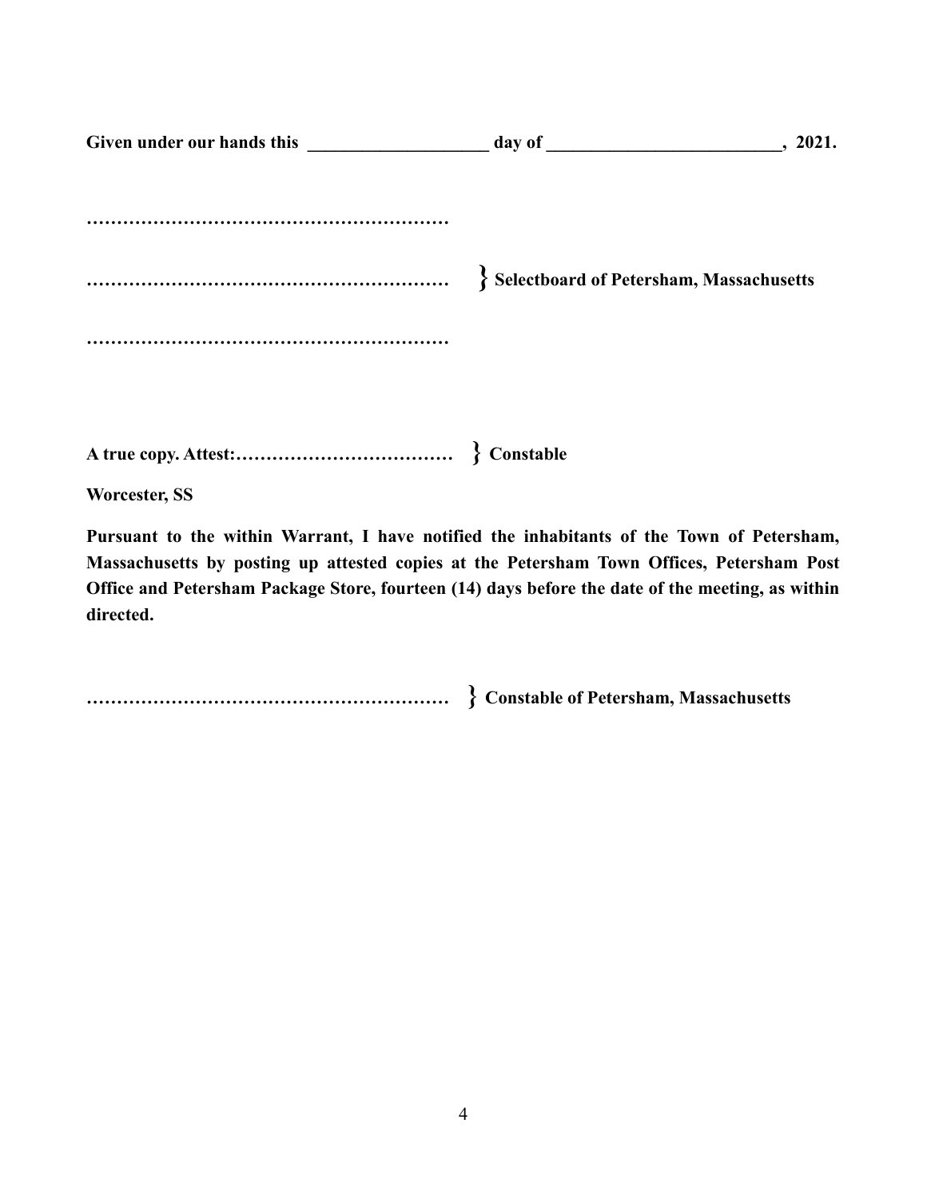**Given under our hands this \_\_\_\_\_\_\_\_\_\_\_\_\_\_\_\_\_\_\_\_ day of \_\_\_\_\_\_\_\_\_\_\_\_\_\_\_\_\_\_\_\_\_\_\_\_\_\_, 2021.**

**……………………………………………………**

**……………………………………………………** **} Selectboard of Petersham, Massachusetts**

**……………………………………………………**

**A true copy. Attest:………………………………** **} Constable**

**Worcester, SS**

**Pursuant to the within Warrant, I have notified the inhabitants of the Town of Petersham, Massachusetts by posting up attested copies at the Petersham Town Offices, Petersham Post Office and Petersham Package Store, fourteen (14) days before the date of the meeting, as within directed.**

**……………………………………………………** **} Constable of Petersham, Massachusetts**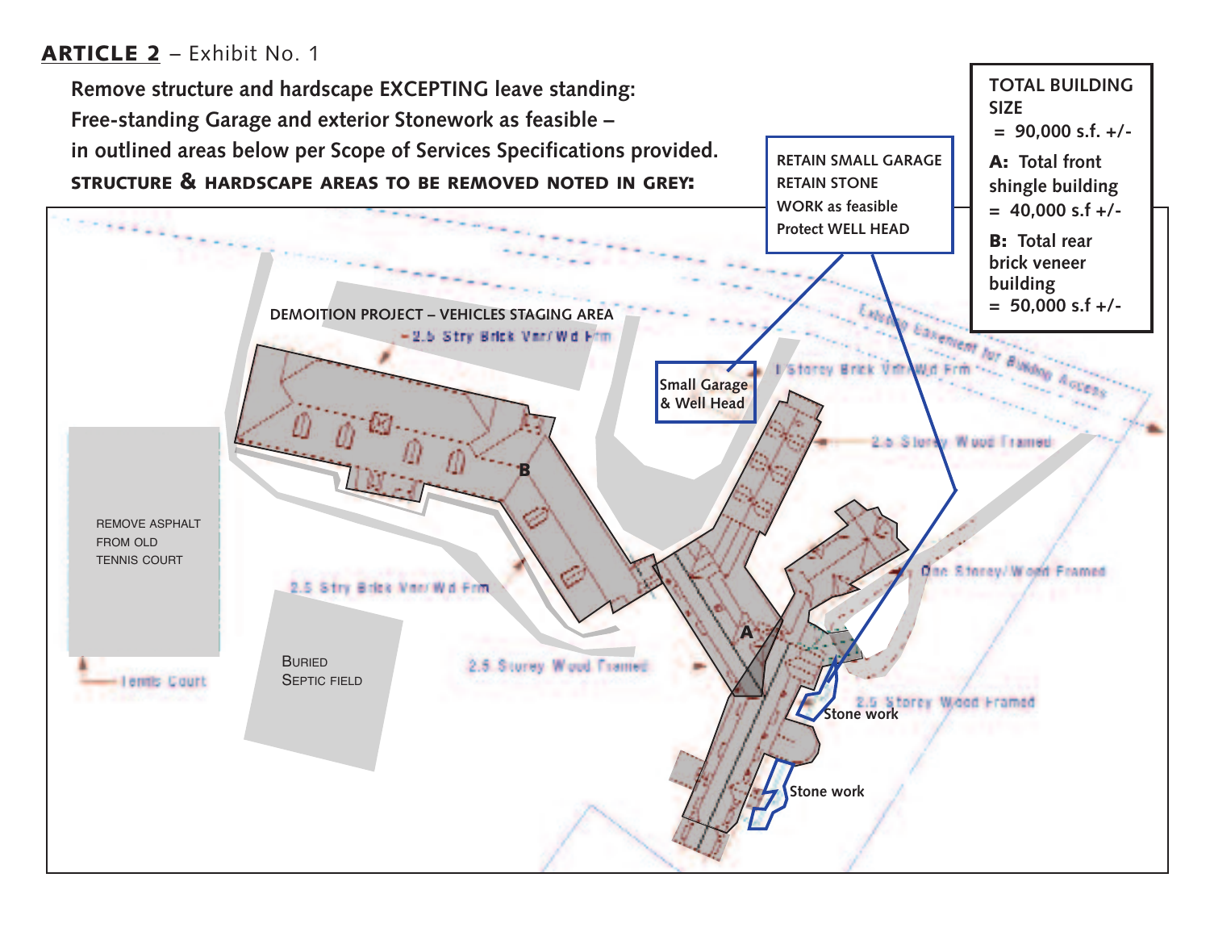## ARTICLE 2 – Exhibit No. 1

**Remove structure and hardscape EXCEPTING leave standing:**
**Free-standing Garage and exterior Stonework as feasible –**
**in outlined areas below per Scope of Services Specifications provided.**
**STRUCTURE & HARDSCAPE AREAS TO BE REMOVED NOTED IN GREY:**

**RETAIN SMALL GARAGE**
**RETAIN STONE WORK as feasible**
**Protect WELL HEAD**

**TOTAL BUILDING SIZE = 90,000 s.f. +/-**

**A: Total front shingle building = 40,000 s.f +/-**

**B: Total rear brick veneer building = 50,000 s.f +/-**

DEMOITION PROJECT – VEHICLES STAGING AREA

2.5 Stry Brick Vnr/Wd Frm

Small Garage & Well Head

1 Storey Brick Vnr/Wd Frm

Existing Easement for Building Access

2.5 Storey Wood Framed

B

REMOVE ASPHALT FROM OLD TENNIS COURT

One Storey/Wood Framed

2.5 Stry Brick Vnr/Wd Frm

A

Tennis Court

BURIED SEPTIC FIELD

2.5 Storey Wood Framed

Stone work

2.5 Storey Wood Framed

Stone work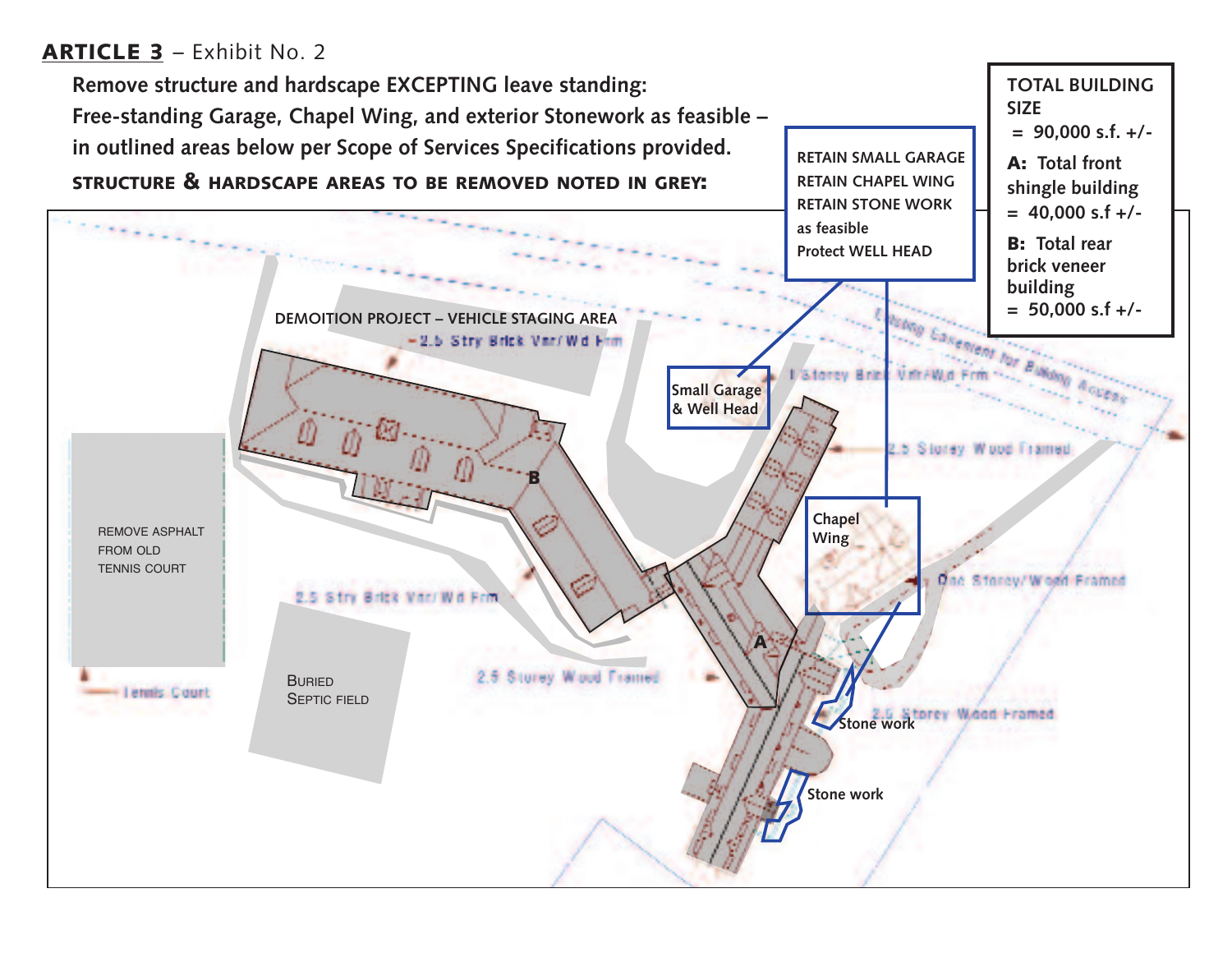## ARTICLE 3 – Exhibit No. 2

**Remove structure and hardscape EXCEPTING leave standing:**
**Free-standing Garage, Chapel Wing, and exterior Stonework as feasible – in outlined areas below per Scope of Services Specifications provided.**

**STRUCTURE & HARDSCAPE AREAS TO BE REMOVED NOTED IN GREY:**

**TOTAL BUILDING SIZE = 90,000 s.f. +/-**

**A: Total front shingle building = 40,000 s.f +/-**

**B: Total rear brick veneer building = 50,000 s.f +/-**

RETAIN SMALL GARAGE
RETAIN CHAPEL WING
RETAIN STONE WORK as feasible
Protect WELL HEAD

DEMOITION PROJECT – VEHICLE STAGING AREA

Small Garage & Well Head

Chapel Wing

Stone work

Stone work

REMOVE ASPHALT FROM OLD TENNIS COURT

BURIED SEPTIC FIELD

2.5 Stry Brick Vnr/Wd Frm

1 Storey Brick Vnr/Wd Frm

2.5 Storey Wood Framed

One Storey/Wood Framed

2.5 Stry Brick Vnr/Wd Frm

2.5 Storey Wood Framed

2.5 Storey Wood Framed

Tennis Court

Existing Easement for Building Access

B

A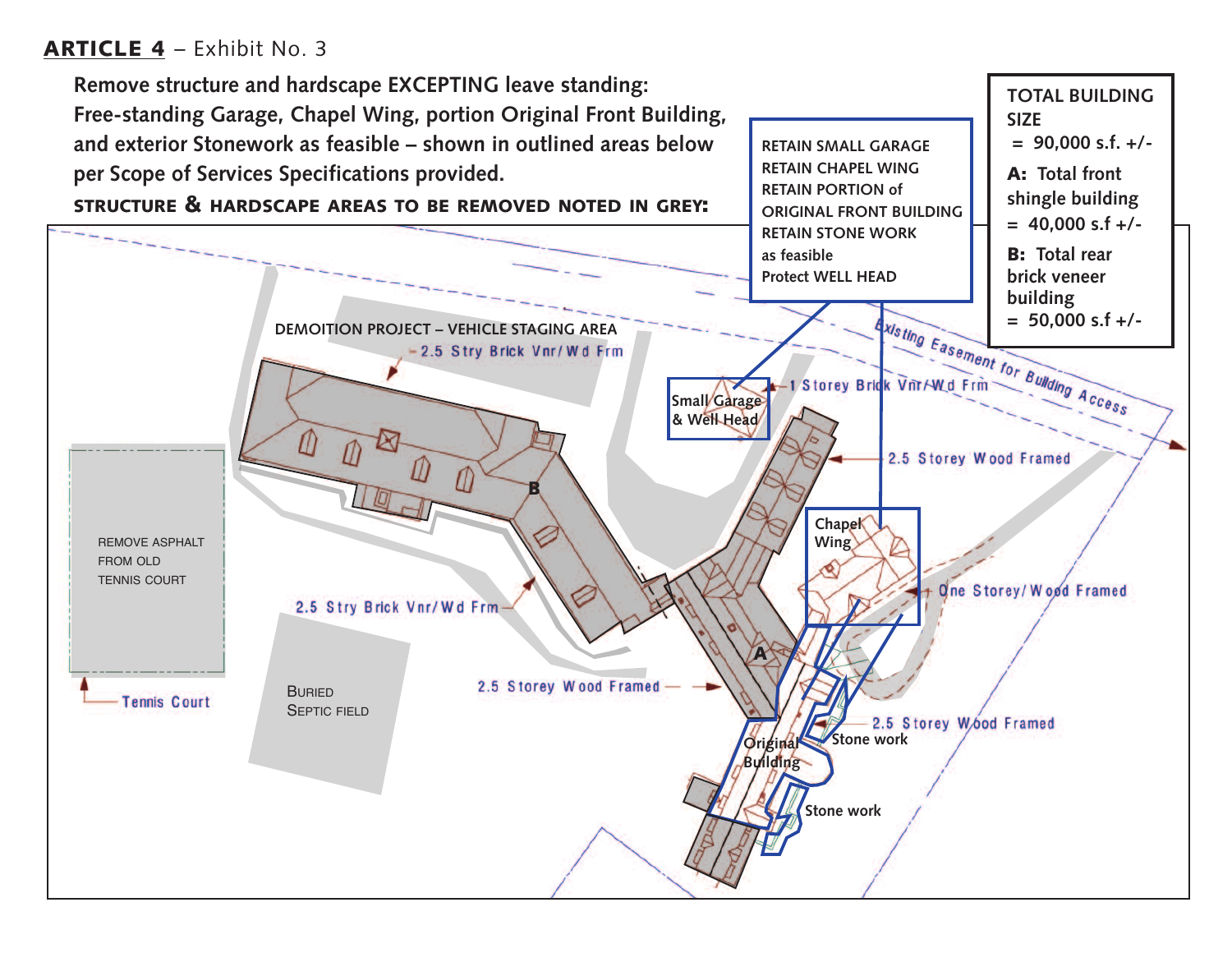**ARTICLE 4** – Exhibit No. 3

**Remove structure and hardscape EXCEPTING leave standing: Free-standing Garage, Chapel Wing, portion Original Front Building, and exterior Stonework as feasible – shown in outlined areas below per Scope of Services Specifications provided.**

**STRUCTURE & HARDSCAPE AREAS TO BE REMOVED NOTED IN GREY:**

RETAIN SMALL GARAGE
RETAIN CHAPEL WING
RETAIN PORTION of ORIGINAL FRONT BUILDING
RETAIN STONE WORK as feasible
Protect WELL HEAD

**TOTAL BUILDING SIZE = 90,000 s.f. +/-**

**A: Total front shingle building = 40,000 s.f +/-**

**B: Total rear brick veneer building = 50,000 s.f +/-**

DEMOITION PROJECT – VEHICLE STAGING AREA

2.5 Stry Brick Vnr/Wd Frm

Small Garage & Well Head

1 Storey Brick Vnr/Wd Frm

Existing Easement for Building Access

2.5 Storey Wood Framed

B

Chapel Wing

One Storey/Wood Framed

REMOVE ASPHALT FROM OLD TENNIS COURT

2.5 Stry Brick Vnr/Wd Frm

A

Tennis Court

BURIED SEPTIC FIELD

2.5 Storey Wood Framed

Original Building

Stone work

2.5 Storey Wood Framed

Stone work